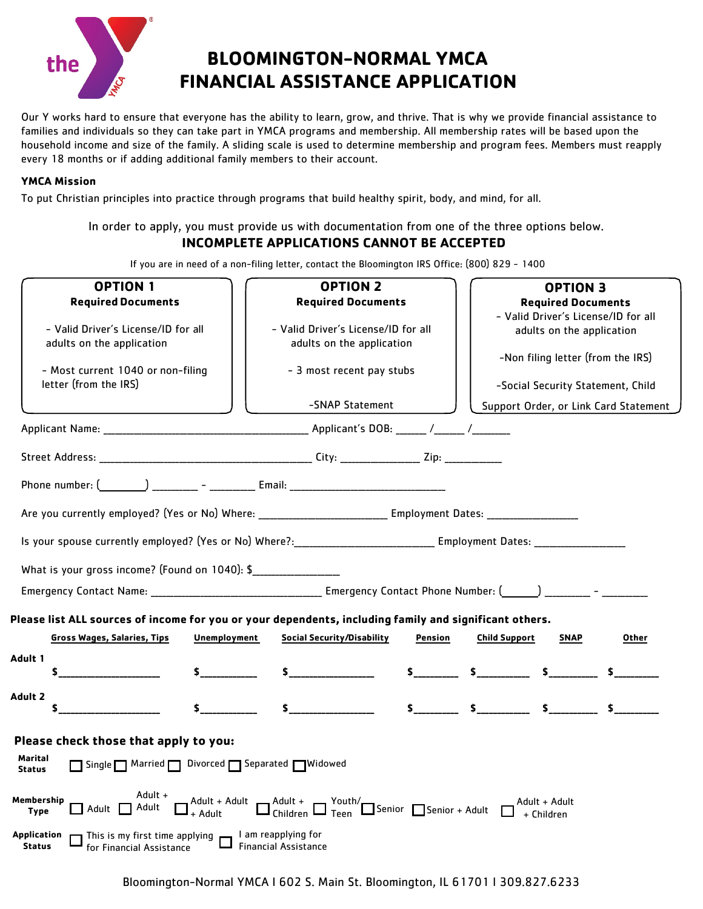# BLOOMINGTON-NORMAL YMCA FINANCIAL ASSISTANCE APPLICATION

Our Y works hard to ensure that everyone has the ability to learn, grow, and thrive. That is why we provide financial assistance to families and individuals so they can take part in YMCA programs and membership. All membership rates will be based upon the household income and size of the family. A sliding scale is used to determine membership and program fees. Members must reapply every 18 months or if adding additional family members to their account.

**YMCA Mission**

To put Christian principles into practice through programs that build healthy spirit, body, and mind, for all.

In order to apply, you must provide us with documentation from one of the three options below.

**INCOMPLETE APPLICATIONS CANNOT BE ACCEPTED**

If you are in need of a non-filing letter, contact the Bloomington IRS Office: (800) 829 - 1400

| OPTION 1 Required Documents | OPTION 2 Required Documents | OPTION 3 Required Documents |
|---|---|---|
| - Valid Driver's License/ID for all adults on the application | - Valid Driver's License/ID for all adults on the application | - Valid Driver's License/ID for all adults on the application |
| - Most current 1040 or non-filing letter (from the IRS) | - 3 most recent pay stubs | -Non filing letter (from the IRS) |
| | -SNAP Statement | -Social Security Statement, Child Support Order, or Link Card Statement |

Applicant Name: ______________________________ Applicant's DOB: _____ /_____ /______

Street Address: ______________________________ City: ____________ Zip: _________

Phone number: (_______) _______ - _______ Email: ________________________

Are you currently employed? (Yes or No) Where: ____________________ Employment Dates: ______________

Is your spouse currently employed? (Yes or No) Where?:______________________ Employment Dates: ______________

What is your gross income? (Found on 1040): $______________

Emergency Contact Name: _________________________ Emergency Contact Phone Number: (_____) _______ - _______

**Please list ALL sources of income for you or your dependents, including family and significant others.**

| | Gross Wages, Salaries, Tips | Unemployment | Social Security/Disability | Pension | Child Support | SNAP | Other |
|---|---|---|---|---|---|---|---|
| Adult 1 | $__________ | $__________ | $__________ | $__________ | $__________ | $__________ | $__________ |
| Adult 2 | $__________ | $__________ | $__________ | $__________ | $__________ | $__________ | $__________ |

## Please check those that apply to you:

**Marital Status** ☐ Single ☐ Married ☐ Divorced ☐ Separated ☐ Widowed

**Membership Type** ☐ Adult ☐ Adult + Adult ☐ Adult + Adult + Adult ☐ Adult + Children ☐ Youth/Teen ☐ Senior ☐ Senior + Adult ☐ Adult + Adult + Children

**Application Status** ☐ This is my first time applying for Financial Assistance ☐ I am reapplying for Financial Assistance

Bloomington-Normal YMCA I 602 S. Main St. Bloomington, IL 61701 I 309.827.6233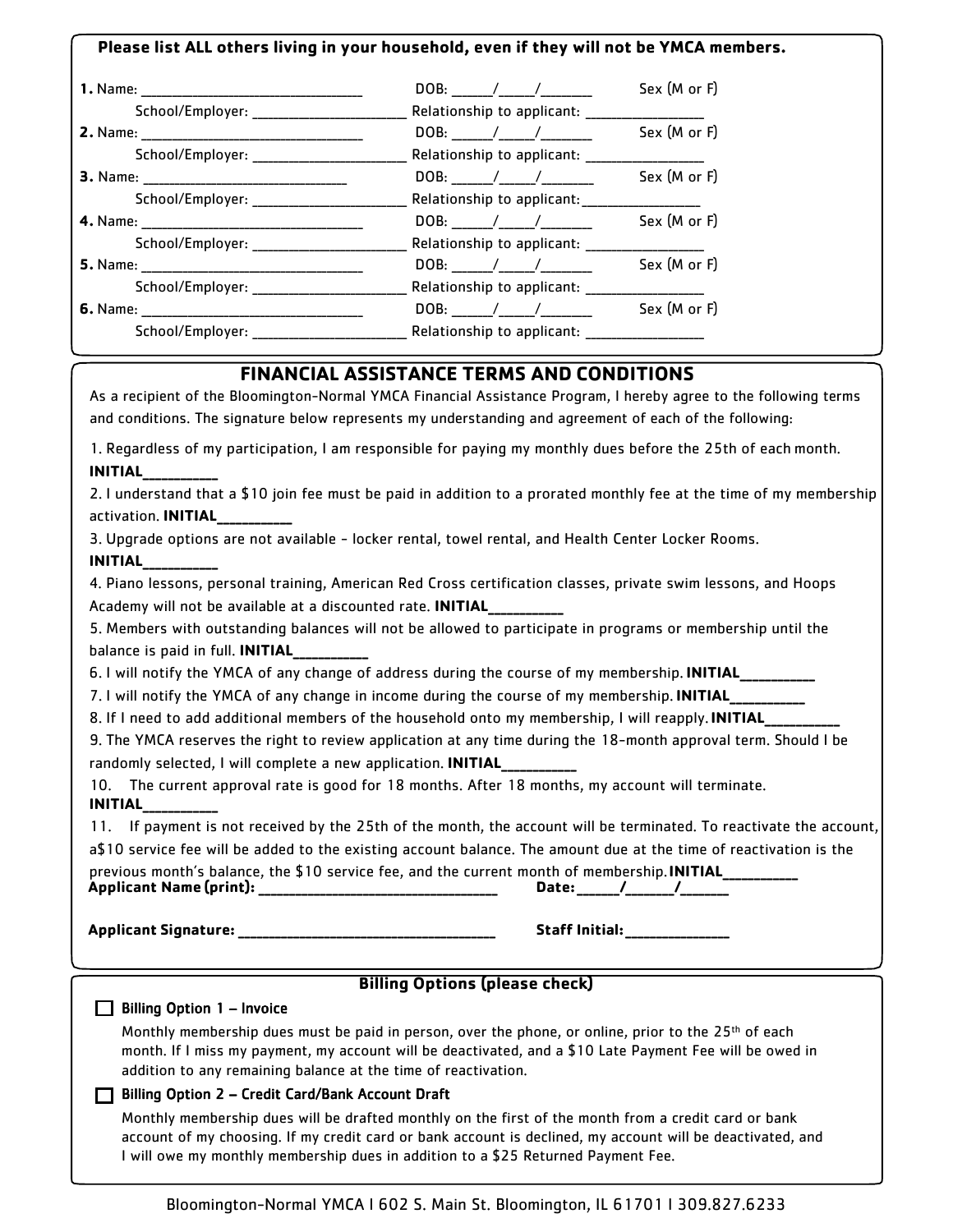**Please list ALL others living in your household, even if they will not be YCMA members.**

**1.** Name: ______________________________ DOB: _____/_____/_______ Sex (M or F)
School/Employer: ____________________ Relationship to applicant: ________________

**2.** Name: ______________________________ DOB: _____/_____/_______ Sex (M or F)
School/Employer: ____________________ Relationship to applicant: ________________

**3.** Name: ____________________________ DOB: _____/_____/_______ Sex (M or F)
School/Employer: ____________________ Relationship to applicant: ________________

**4.** Name: ______________________________ DOB: _____/_____/_______ Sex (M or F)
School/Employer: ____________________ Relationship to applicant: ________________

**5.** Name: ______________________________ DOB: _____/_____/_______ Sex (M or F)
School/Employer: ____________________ Relationship to applicant: ________________

**6.** Name: ______________________________ DOB: _____/_____/_______ Sex (M or F)
School/Employer: ____________________ Relationship to applicant: ________________

## FINANCIAL ASSISTANCE TERMS AND CONDITIONS

As a recipient of the Bloomington-Normal YMCA Financial Assistance Program, I hereby agree to the following terms and conditions. The signature below represents my understanding and agreement of each of the following:

1. Regardless of my participation, I am responsible for paying my monthly dues before the 25th of each month. **INITIAL__________**
2. I understand that a $10 join fee must be paid in addition to a prorated monthly fee at the time of my membership activation. **INITIAL__________**
3. Upgrade options are not available - locker rental, towel rental, and Health Center Locker Rooms. **INITIAL__________**
4. Piano lessons, personal training, American Red Cross certification classes, private swim lessons, and Hoops Academy will not be available at a discounted rate. **INITIAL__________**
5. Members with outstanding balances will not be allowed to participate in programs or membership until the balance is paid in full. **INITIAL__________**
6. I will notify the YMCA of any change of address during the course of my membership. **INITIAL__________**
7. I will notify the YMCA of any change in income during the course of my membership. **INITIAL__________**
8. If I need to add additional members of the household onto my membership, I will reapply. **INITIAL__________**
9. The YMCA reserves the right to review application at any time during the 18-month approval term. Should I be randomly selected, I will complete a new application. **INITIAL__________**
10. The current approval rate is good for 18 months. After 18 months, my account will terminate. **INITIAL__________**
11. If payment is not received by the 25th of the month, the account will be terminated. To reactivate the account, a$10 service fee will be added to the existing account balance. The amount due at the time of reactivation is the previous month's balance, the $10 service fee, and the current month of membership. **INITIAL__________**

**Applicant Name (print):** ________________________________ **Date:** ______/_______/_______

**Applicant Signature:** ___________________________________ **Staff Initial:** ______________

### Billing Options (please check)

☐ **Billing Option 1 – Invoice**

Monthly membership dues must be paid in person, over the phone, or online, prior to the 25th of each month. If I miss my payment, my account will be deactivated, and a $10 Late Payment Fee will be owed in addition to any remaining balance at the time of reactivation.

☐ **Billing Option 2 – Credit Card/Bank Account Draft**

Monthly membership dues will be drafted monthly on the first of the month from a credit card or bank account of my choosing. If my credit card or bank account is declined, my account will be deactivated, and I will owe my monthly membership dues in addition to a $25 Returned Payment Fee.

Bloomington-Normal YMCA I 602 S. Main St. Bloomington, IL 61701 I 309.827.6233